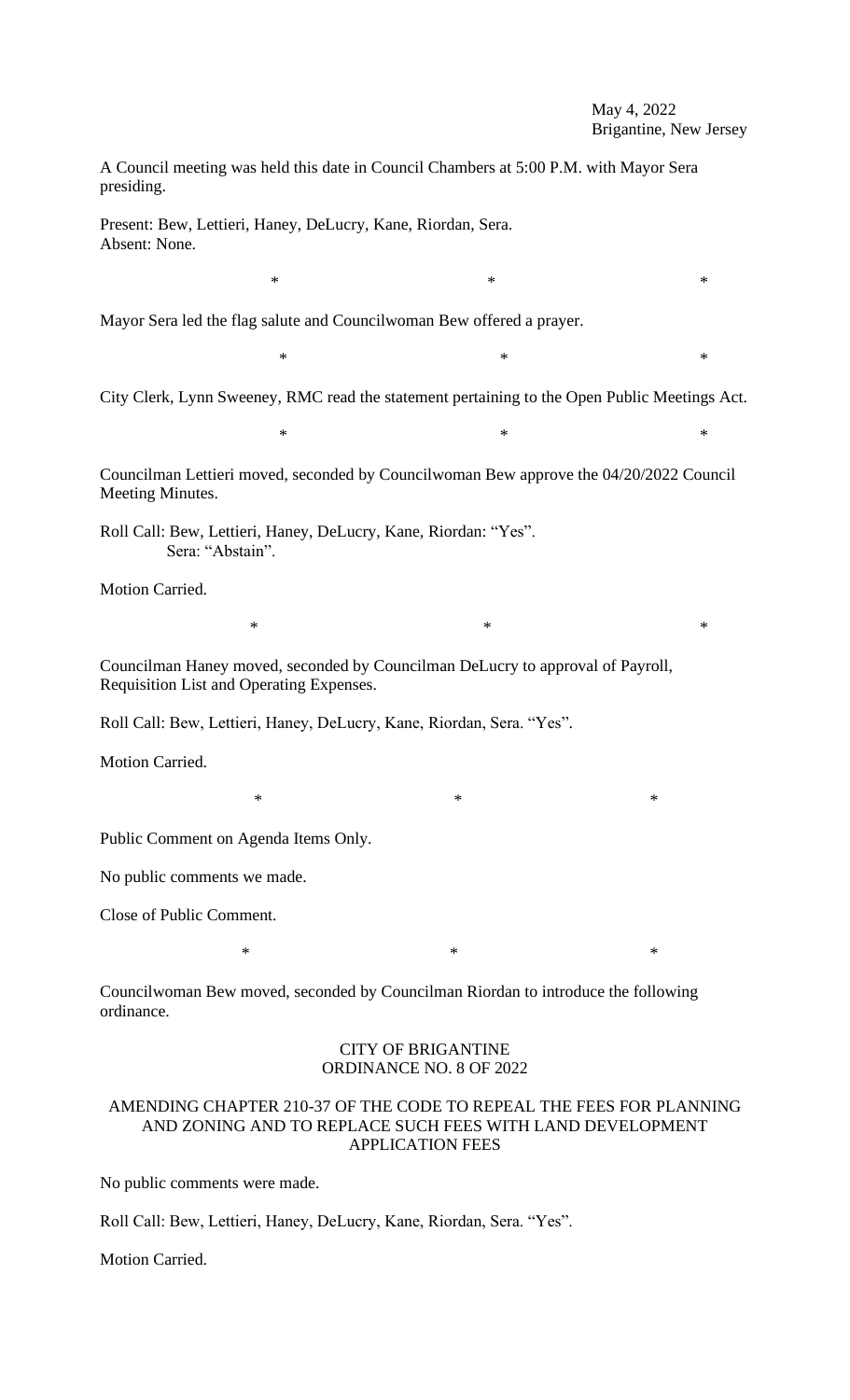May 4, 2022
Brigantine, New Jersey

A Council meeting was held this date in Council Chambers at 5:00 P.M. with Mayor Sera presiding.

Present: Bew, Lettieri, Haney, DeLucry, Kane, Riordan, Sera.
Absent: None.

\* \* \*

Mayor Sera led the flag salute and Councilwoman Bew offered a prayer.

\* \* \*

City Clerk, Lynn Sweeney, RMC read the statement pertaining to the Open Public Meetings Act.

\* \* \*

Councilman Lettieri moved, seconded by Councilwoman Bew approve the 04/20/2022 Council Meeting Minutes.

Roll Call: Bew, Lettieri, Haney, DeLucry, Kane, Riordan: "Yes".
Sera: "Abstain".

Motion Carried.

\* \* \*

Councilman Haney moved, seconded by Councilman DeLucry to approval of Payroll, Requisition List and Operating Expenses.

Roll Call: Bew, Lettieri, Haney, DeLucry, Kane, Riordan, Sera. "Yes".

Motion Carried.

\* \* \*

Public Comment on Agenda Items Only.

No public comments we made.

Close of Public Comment.

\* \* \*

Councilwoman Bew moved, seconded by Councilman Riordan to introduce the following ordinance.

CITY OF BRIGANTINE
ORDINANCE NO. 8 OF 2022

AMENDING CHAPTER 210-37 OF THE CODE TO REPEAL THE FEES FOR PLANNING AND ZONING AND TO REPLACE SUCH FEES WITH LAND DEVELOPMENT APPLICATION FEES

No public comments were made.

Roll Call: Bew, Lettieri, Haney, DeLucry, Kane, Riordan, Sera. "Yes".

Motion Carried.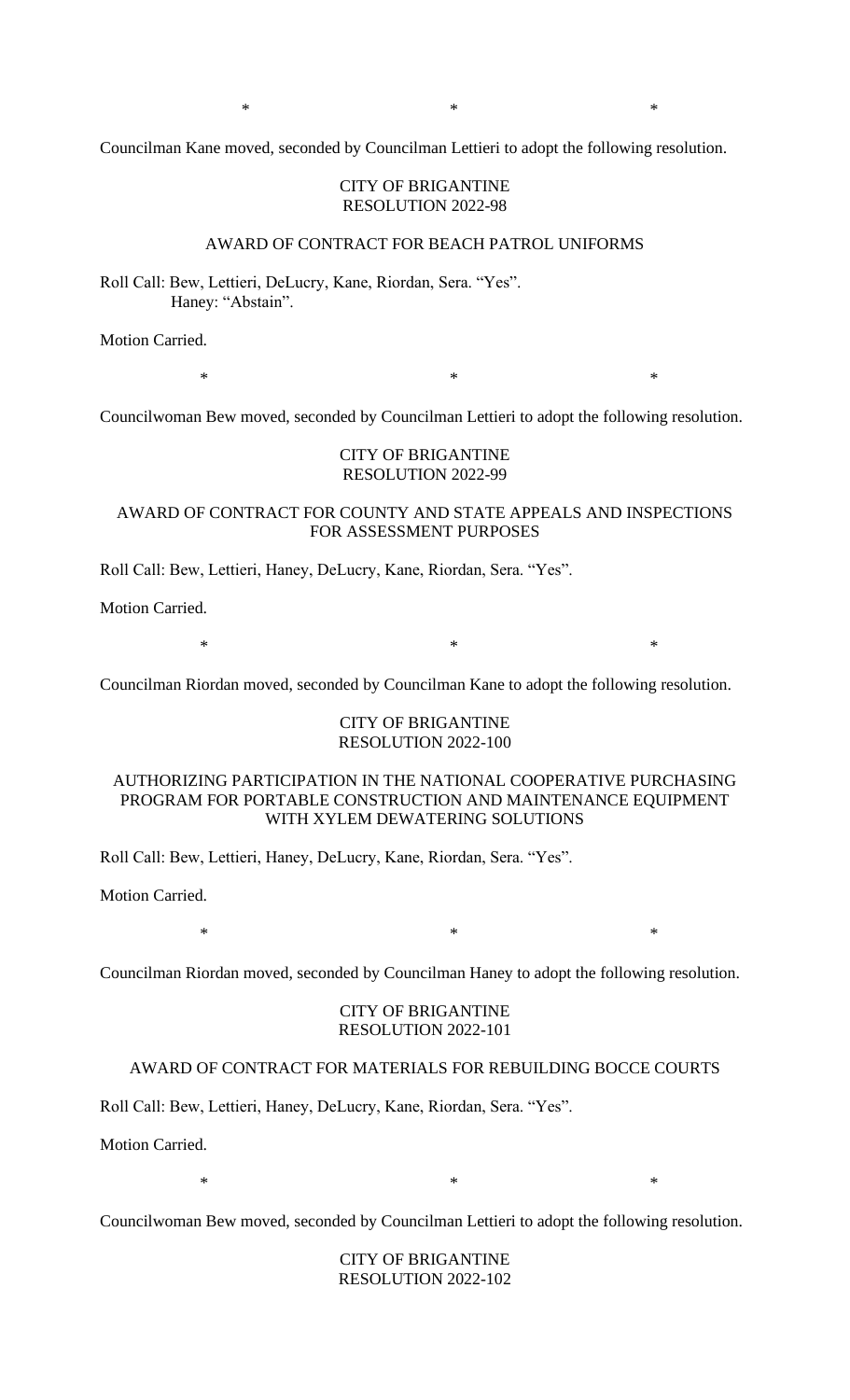\*                                        \*                                        \*

Councilman Kane moved, seconded by Councilman Lettieri to adopt the following resolution.

CITY OF BRIGANTINE
RESOLUTION 2022-98

AWARD OF CONTRACT FOR BEACH PATROL UNIFORMS

Roll Call: Bew, Lettieri, DeLucry, Kane, Riordan, Sera. "Yes".
Haney: "Abstain".

Motion Carried.

\*                                        \*                                        \*

Councilwoman Bew moved, seconded by Councilman Lettieri to adopt the following resolution.

CITY OF BRIGANTINE
RESOLUTION 2022-99

AWARD OF CONTRACT FOR COUNTY AND STATE APPEALS AND INSPECTIONS FOR ASSESSMENT PURPOSES

Roll Call: Bew, Lettieri, Haney, DeLucry, Kane, Riordan, Sera. "Yes".

Motion Carried.

\*                                        \*                                        \*

Councilman Riordan moved, seconded by Councilman Kane to adopt the following resolution.

CITY OF BRIGANTINE
RESOLUTION 2022-100

AUTHORIZING PARTICIPATION IN THE NATIONAL COOPERATIVE PURCHASING PROGRAM FOR PORTABLE CONSTRUCTION AND MAINTENANCE EQUIPMENT WITH XYLEM DEWATERING SOLUTIONS

Roll Call: Bew, Lettieri, Haney, DeLucry, Kane, Riordan, Sera. "Yes".

Motion Carried.

\*                                        \*                                        \*

Councilman Riordan moved, seconded by Councilman Haney to adopt the following resolution.

CITY OF BRIGANTINE
RESOLUTION 2022-101

AWARD OF CONTRACT FOR MATERIALS FOR REBUILDING BOCCE COURTS

Roll Call: Bew, Lettieri, Haney, DeLucry, Kane, Riordan, Sera. "Yes".

Motion Carried.

\*                                        \*                                        \*

Councilwoman Bew moved, seconded by Councilman Lettieri to adopt the following resolution.

CITY OF BRIGANTINE
RESOLUTION 2022-102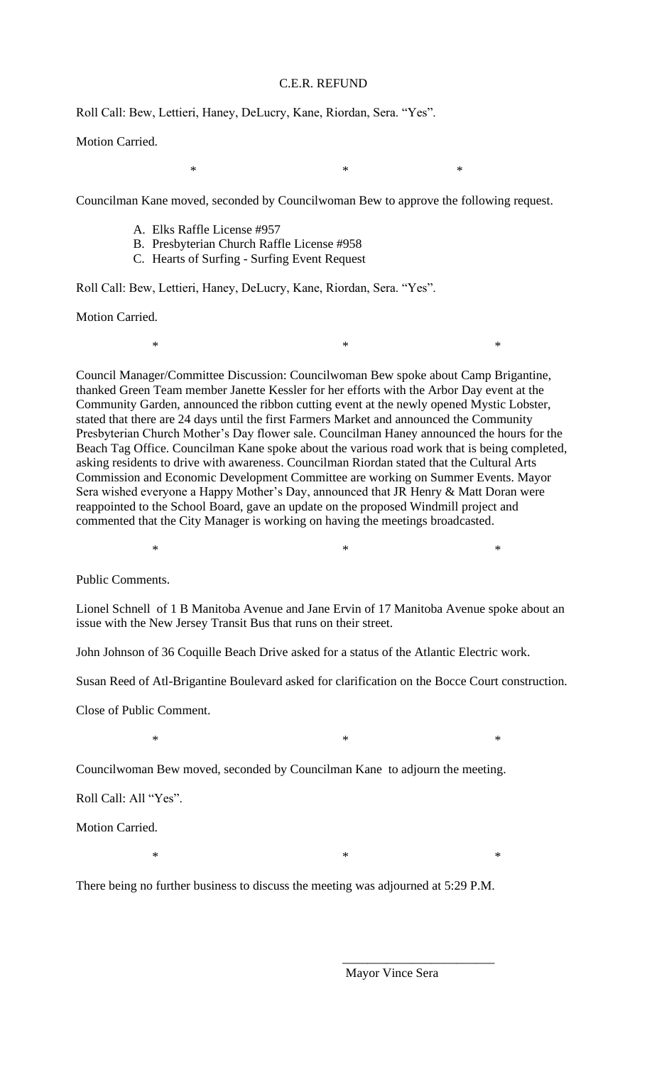C.E.R. REFUND

Roll Call: Bew, Lettieri, Haney, DeLucry, Kane, Riordan, Sera. "Yes".

Motion Carried.

\* \* \*

Councilman Kane moved, seconded by Councilwoman Bew to approve the following request.

A. Elks Raffle License #957
B. Presbyterian Church Raffle License #958
C. Hearts of Surfing - Surfing Event Request

Roll Call: Bew, Lettieri, Haney, DeLucry, Kane, Riordan, Sera. "Yes".

Motion Carried.

\* \* \*

Council Manager/Committee Discussion: Councilwoman Bew spoke about Camp Brigantine, thanked Green Team member Janette Kessler for her efforts with the Arbor Day event at the Community Garden, announced the ribbon cutting event at the newly opened Mystic Lobster, stated that there are 24 days until the first Farmers Market and announced the Community Presbyterian Church Mother's Day flower sale. Councilman Haney announced the hours for the Beach Tag Office. Councilman Kane spoke about the various road work that is being completed, asking residents to drive with awareness. Councilman Riordan stated that the Cultural Arts Commission and Economic Development Committee are working on Summer Events. Mayor Sera wished everyone a Happy Mother's Day, announced that JR Henry & Matt Doran were reappointed to the School Board, gave an update on the proposed Windmill project and commented that the City Manager is working on having the meetings broadcasted.

\* \* \*

Public Comments.

Lionel Schnell of 1 B Manitoba Avenue and Jane Ervin of 17 Manitoba Avenue spoke about an issue with the New Jersey Transit Bus that runs on their street.

John Johnson of 36 Coquille Beach Drive asked for a status of the Atlantic Electric work.

Susan Reed of Atl-Brigantine Boulevard asked for clarification on the Bocce Court construction.

Close of Public Comment.

\* \* \*

Councilwoman Bew moved, seconded by Councilman Kane to adjourn the meeting.

Roll Call: All "Yes".

Motion Carried.

\* \* \*

There being no further business to discuss the meeting was adjourned at 5:29 P.M.

\_\_\_\_\_\_\_\_\_\_\_\_\_\_\_\_\_\_\_\_\_\_\_\_

Mayor Vince Sera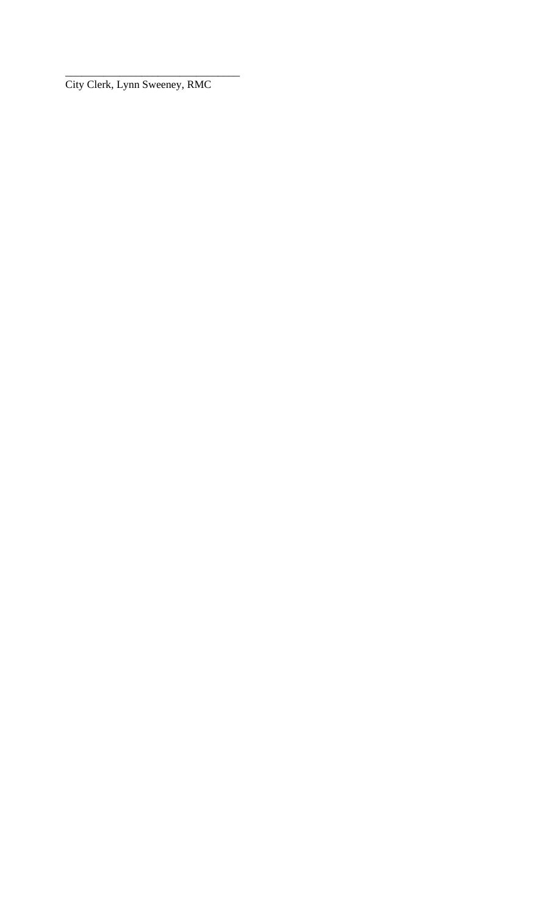_______________________________
City Clerk, Lynn Sweeney, RMC